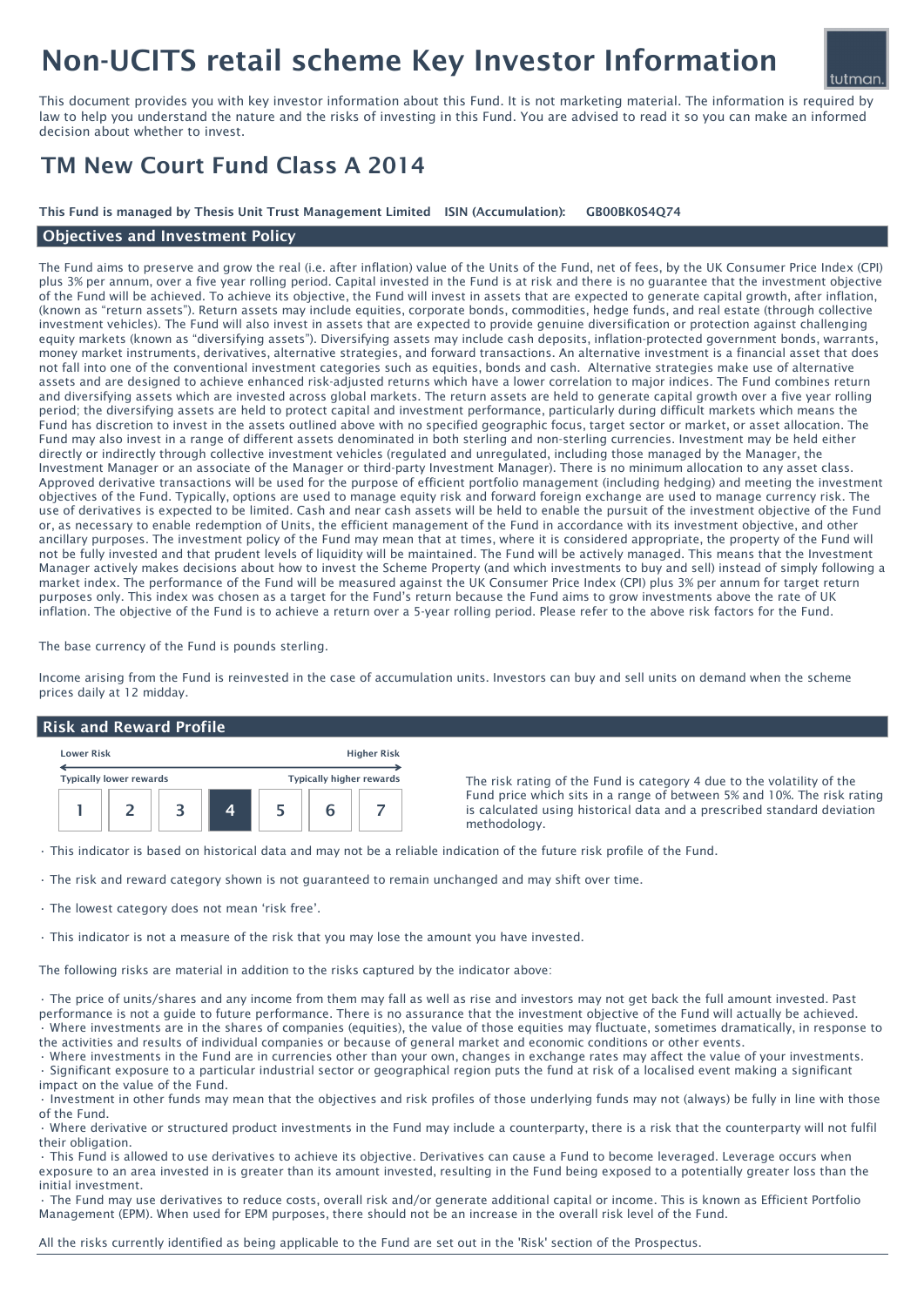# Non-UCITS retail scheme Key Investor Information

This document provides you with key investor information about this Fund. It is not marketing material. The information is required by law to help you understand the nature and the risks of investing in this Fund. You are advised to read it so you can make an informed decision about whether to invest.

## TM New Court Fund Class A 2014

**This Fund is managed by Thesis Unit Trust Management Limited ISIN (Accumulation): GB00BK0S4Q74**

### Objectives and Investment Policy

The Fund aims to preserve and grow the real (i.e. after inflation) value of the Units of the Fund, net of fees, by the UK Consumer Price Index (CPI) plus 3% per annum, over a five year rolling period. Capital invested in the Fund is at risk and there is no guarantee that the investment objective of the Fund will be achieved. To achieve its objective, the Fund will invest in assets that are expected to generate capital growth, after inflation, (known as "return assets"). Return assets may include equities, corporate bonds, commodities, hedge funds, and real estate (through collective investment vehicles). The Fund will also invest in assets that are expected to provide genuine diversification or protection against challenging equity markets (known as "diversifying assets"). Diversifying assets may include cash deposits, inflation-protected government bonds, warrants, money market instruments, derivatives, alternative strategies, and forward transactions. An alternative investment is a financial asset that does not fall into one of the conventional investment categories such as equities, bonds and cash. Alternative strategies make use of alternative assets and are designed to achieve enhanced risk-adjusted returns which have a lower correlation to major indices. The Fund combines return and diversifying assets which are invested across global markets. The return assets are held to generate capital growth over a five year rolling period; the diversifying assets are held to protect capital and investment performance, particularly during difficult markets which means the Fund has discretion to invest in the assets outlined above with no specified geographic focus, target sector or market, or asset allocation. The Fund may also invest in a range of different assets denominated in both sterling and non-sterling currencies. Investment may be held either directly or indirectly through collective investment vehicles (regulated and unregulated, including those managed by the Manager, the Investment Manager or an associate of the Manager or third-party Investment Manager). There is no minimum allocation to any asset class. Approved derivative transactions will be used for the purpose of efficient portfolio management (including hedging) and meeting the investment objectives of the Fund. Typically, options are used to manage equity risk and forward foreign exchange are used to manage currency risk. The use of derivatives is expected to be limited. Cash and near cash assets will be held to enable the pursuit of the investment objective of the Fund or, as necessary to enable redemption of Units, the efficient management of the Fund in accordance with its investment objective, and other ancillary purposes. The investment policy of the Fund may mean that at times, where it is considered appropriate, the property of the Fund will not be fully invested and that prudent levels of liquidity will be maintained. The Fund will be actively managed. This means that the Investment Manager actively makes decisions about how to invest the Scheme Property (and which investments to buy and sell) instead of simply following a market index. The performance of the Fund will be measured against the UK Consumer Price Index (CPI) plus 3% per annum for target return purposes only. This index was chosen as a target for the Fund's return because the Fund aims to grow investments above the rate of UK inflation. The objective of the Fund is to achieve a return over a 5-year rolling period. Please refer to the above risk factors for the Fund.

The base currency of the Fund is pounds sterling.

Income arising from the Fund is reinvested in the case of accumulation units. Investors can buy and sell units on demand when the scheme prices daily at 12 midday.

### Risk and Reward Profile

| Lower Risk | | | | | | Higher Risk |
|---|---|---|---|---|---|---|
| Typically lower rewards | | | | | | Typically higher rewards |
| 1 | 2 | 3 | **4** | 5 | 6 | 7 |

The risk rating of the Fund is category 4 due to the volatility of the Fund price which sits in a range of between 5% and 10%. The risk rating is calculated using historical data and a prescribed standard deviation methodology.

- This indicator is based on historical data and may not be a reliable indication of the future risk profile of the Fund.
- The risk and reward category shown is not guaranteed to remain unchanged and may shift over time.
- The lowest category does not mean 'risk free'.
- This indicator is not a measure of the risk that you may lose the amount you have invested.

The following risks are material in addition to the risks captured by the indicator above:

- The price of units/shares and any income from them may fall as well as rise and investors may not get back the full amount invested. Past performance is not a guide to future performance. There is no assurance that the investment objective of the Fund will actually be achieved.
- Where investments are in the shares of companies (equities), the value of those equities may fluctuate, sometimes dramatically, in response to the activities and results of individual companies or because of general market and economic conditions or other events.
- Where investments in the Fund are in currencies other than your own, changes in exchange rates may affect the value of your investments.
- Significant exposure to a particular industrial sector or geographical region puts the fund at risk of a localised event making a significant impact on the value of the Fund.
- Investment in other funds may mean that the objectives and risk profiles of those underlying funds may not (always) be fully in line with those of the Fund.
- Where derivative or structured product investments in the Fund may include a counterparty, there is a risk that the counterparty will not fulfil their obligation.
- This Fund is allowed to use derivatives to achieve its objective. Derivatives can cause a Fund to become leveraged. Leverage occurs when exposure to an area invested in is greater than its amount invested, resulting in the Fund being exposed to a potentially greater loss than the initial investment.
- The Fund may use derivatives to reduce costs, overall risk and/or generate additional capital or income. This is known as Efficient Portfolio Management (EPM). When used for EPM purposes, there should not be an increase in the overall risk level of the Fund.

All the risks currently identified as being applicable to the Fund are set out in the 'Risk' section of the Prospectus.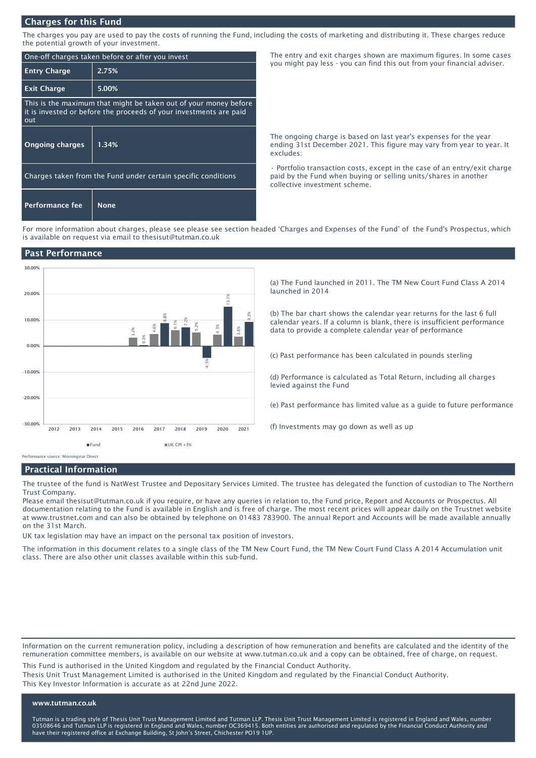## Charges for this Fund

The charges you pay are used to pay the costs of running the Fund, including the costs of marketing and distributing it. These charges reduce the potential growth of your investment.

| One-off charges taken before or after you invest | |
|---|---|
| **Entry Charge** | **2.75%** |
| **Exit Charge** | **5.00%** |
| This is the maximum that might be taken out of your money before it is invested or before the proceeds of your investments are paid out | |
| **Ongoing charges** | **1.34%** |
| Charges taken from the Fund under certain specific conditions | |
| **Performance fee** | **None** |

The entry and exit charges shown are maximum figures. In some cases you might pay less - you can find this out from your financial adviser.

The ongoing charge is based on last year's expenses for the year ending 31st December 2021. This figure may vary from year to year. It excludes:

· Portfolio transaction costs, except in the case of an entry/exit charge paid by the Fund when buying or selling units/shares in another collective investment scheme.

For more information about charges, please see please see section headed 'Charges and Expenses of the Fund' of the Fund's Prospectus, which is available on request via email to thesisut@tutman.co.uk

## Past Performance

30.00%
20.00%
10.00%
0.00%
-10.00%
-20.00%
-30.00%

3.2%
0.3%
4.6%
8.8%
6.1%
7.2%
5.2%
-4.5%
4.3%
15.1%
3.6%
9.3%

2012 2013 2014 2015 2016 2017 2018 2019 2020 2021

Fund
UK CPI +3%

Performance source: Morningstar Direct

(a) The Fund launched in 2011. The TM New Court Fund Class A 2014 launched in 2014

(b) The bar chart shows the calendar year returns for the last 6 full calendar years. If a column is blank, there is insufficient performance data to provide a complete calendar year of performance

(c) Past performance has been calculated in pounds sterling

(d) Performance is calculated as Total Return, including all charges levied against the Fund

(e) Past performance has limited value as a guide to future performance

(f) Investments may go down as well as up

## Practical Information

The trustee of the fund is NatWest Trustee and Depositary Services Limited. The trustee has delegated the function of custodian to The Northern Trust Company.

Please email thesisut@tutman.co.uk if you require, or have any queries in relation to, the Fund price, Report and Accounts or Prospectus. All documentation relating to the Fund is available in English and is free of charge. The most recent prices will appear daily on the Trustnet website at www.trustnet.com and can also be obtained by telephone on 01483 783900. The annual Report and Accounts will be made available annually on the 31st March.

UK tax legislation may have an impact on the personal tax position of investors.

The information in this document relates to a single class of the TM New Court Fund, the TM New Court Fund Class A 2014 Accumulation unit class. There are also other unit classes available within this sub-fund.

Information on the current remuneration policy, including a description of how remuneration and benefits are calculated and the identity of the remuneration committee members, is available on our website at www.tutman.co.uk and a copy can be obtained, free of charge, on request.

This Fund is authorised in the United Kingdom and regulated by the Financial Conduct Authority.

Thesis Unit Trust Management Limited is authorised in the United Kingdom and regulated by the Financial Conduct Authority.

This Key Investor Information is accurate as at 22nd June 2022.

**www.tutman.co.uk**

Tutman is a trading style of Thesis Unit Trust Management Limited and Tutman LLP. Thesis Unit Trust Management Limited is registered in England and Wales, number 03508646 and Tutman LLP is registered in England and Wales, number OC369415. Both entities are authorised and regulated by the Financial Conduct Authority and have their registered office at Exchange Building, St John's Street, Chichester PO19 1UP.